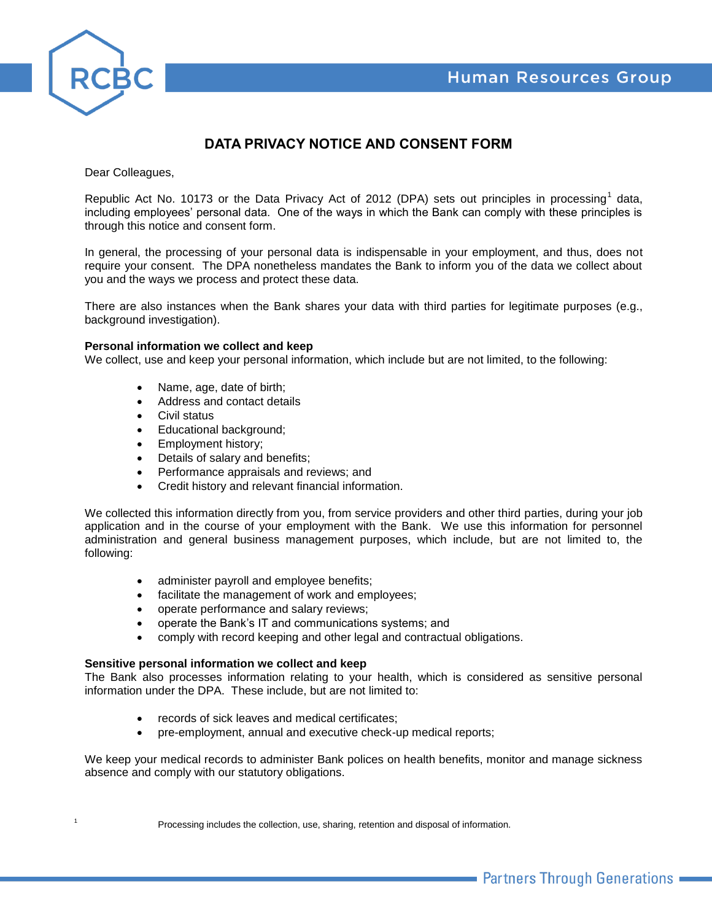# DATA PRIVACY NOTICE AND CONSENT FORM

Dear Colleagues,

Republic Act No. 10173 or the Data Privacy Act of 2012 (DPA) sets out principles in processing[1] data, including employees' personal data. One of the ways in which the Bank can comply with these principles is through this notice and consent form.

In general, the processing of your personal data is indispensable in your employment, and thus, does not require your consent. The DPA nonetheless mandates the Bank to inform you of the data we collect about you and the ways we process and protect these data.

There are also instances when the Bank shares your data with third parties for legitimate purposes (e.g., background investigation).

**Personal information we collect and keep**

We collect, use and keep your personal information, which include but are not limited, to the following:

- Name, age, date of birth;
- Address and contact details
- Civil status
- Educational background;
- Employment history;
- Details of salary and benefits;
- Performance appraisals and reviews; and
- Credit history and relevant financial information.

We collected this information directly from you, from service providers and other third parties, during your job application and in the course of your employment with the Bank. We use this information for personnel administration and general business management purposes, which include, but are not limited to, the following:

- administer payroll and employee benefits;
- facilitate the management of work and employees;
- operate performance and salary reviews;
- operate the Bank's IT and communications systems; and
- comply with record keeping and other legal and contractual obligations.

**Sensitive personal information we collect and keep**

The Bank also processes information relating to your health, which is considered as sensitive personal information under the DPA. These include, but are not limited to:

- records of sick leaves and medical certificates;
- pre-employment, annual and executive check-up medical reports;

We keep your medical records to administer Bank polices on health benefits, monitor and manage sickness absence and comply with our statutory obligations.

[1] Processing includes the collection, use, sharing, retention and disposal of information.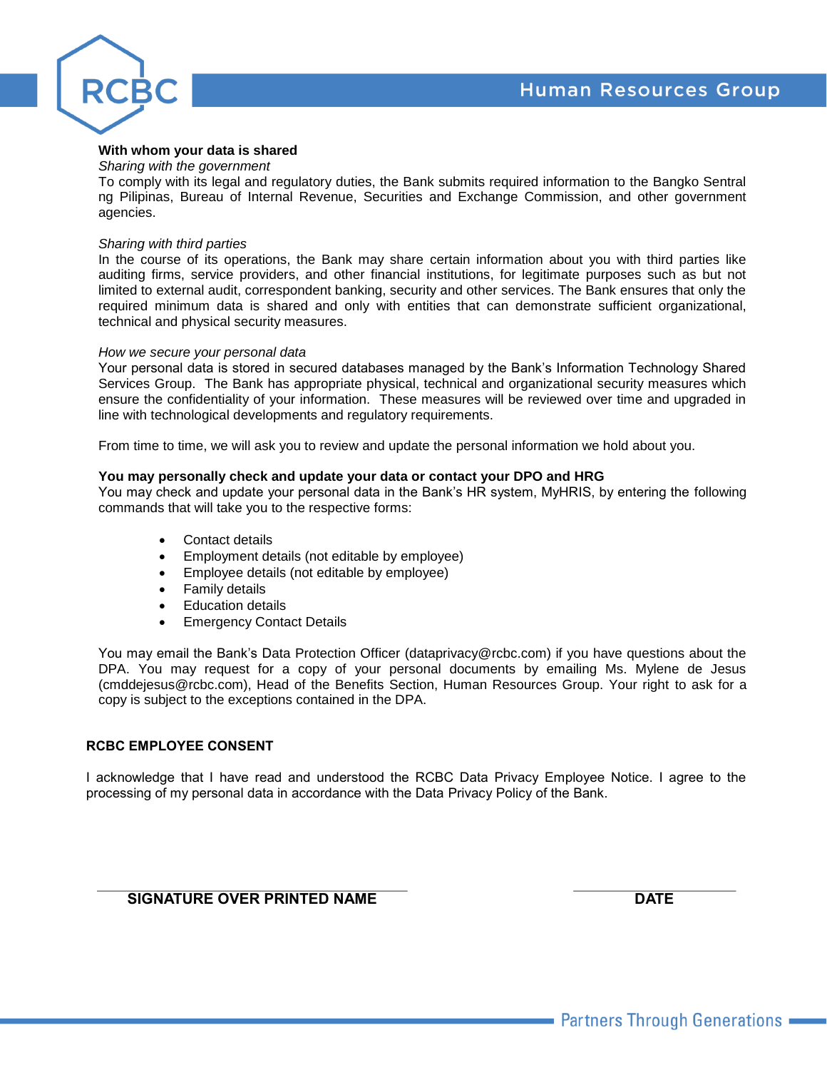**With whom your data is shared**

*Sharing with the government*

To comply with its legal and regulatory duties, the Bank submits required information to the Bangko Sentral ng Pilipinas, Bureau of Internal Revenue, Securities and Exchange Commission, and other government agencies.

*Sharing with third parties*

In the course of its operations, the Bank may share certain information about you with third parties like auditing firms, service providers, and other financial institutions, for legitimate purposes such as but not limited to external audit, correspondent banking, security and other services. The Bank ensures that only the required minimum data is shared and only with entities that can demonstrate sufficient organizational, technical and physical security measures.

*How we secure your personal data*

Your personal data is stored in secured databases managed by the Bank's Information Technology Shared Services Group. The Bank has appropriate physical, technical and organizational security measures which ensure the confidentiality of your information. These measures will be reviewed over time and upgraded in line with technological developments and regulatory requirements.

From time to time, we will ask you to review and update the personal information we hold about you.

**You may personally check and update your data or contact your DPO and HRG**

You may check and update your personal data in the Bank's HR system, MyHRIS, by entering the following commands that will take you to the respective forms:

- Contact details
- Employment details (not editable by employee)
- Employee details (not editable by employee)
- Family details
- Education details
- Emergency Contact Details

You may email the Bank's Data Protection Officer (dataprivacy@rcbc.com) if you have questions about the DPA. You may request for a copy of your personal documents by emailing Ms. Mylene de Jesus (cmddejesus@rcbc.com), Head of the Benefits Section, Human Resources Group. Your right to ask for a copy is subject to the exceptions contained in the DPA.

**RCBC EMPLOYEE CONSENT**

I acknowledge that I have read and understood the RCBC Data Privacy Employee Notice. I agree to the processing of my personal data in accordance with the Data Privacy Policy of the Bank.

**SIGNATURE OVER PRINTED NAME** **DATE**